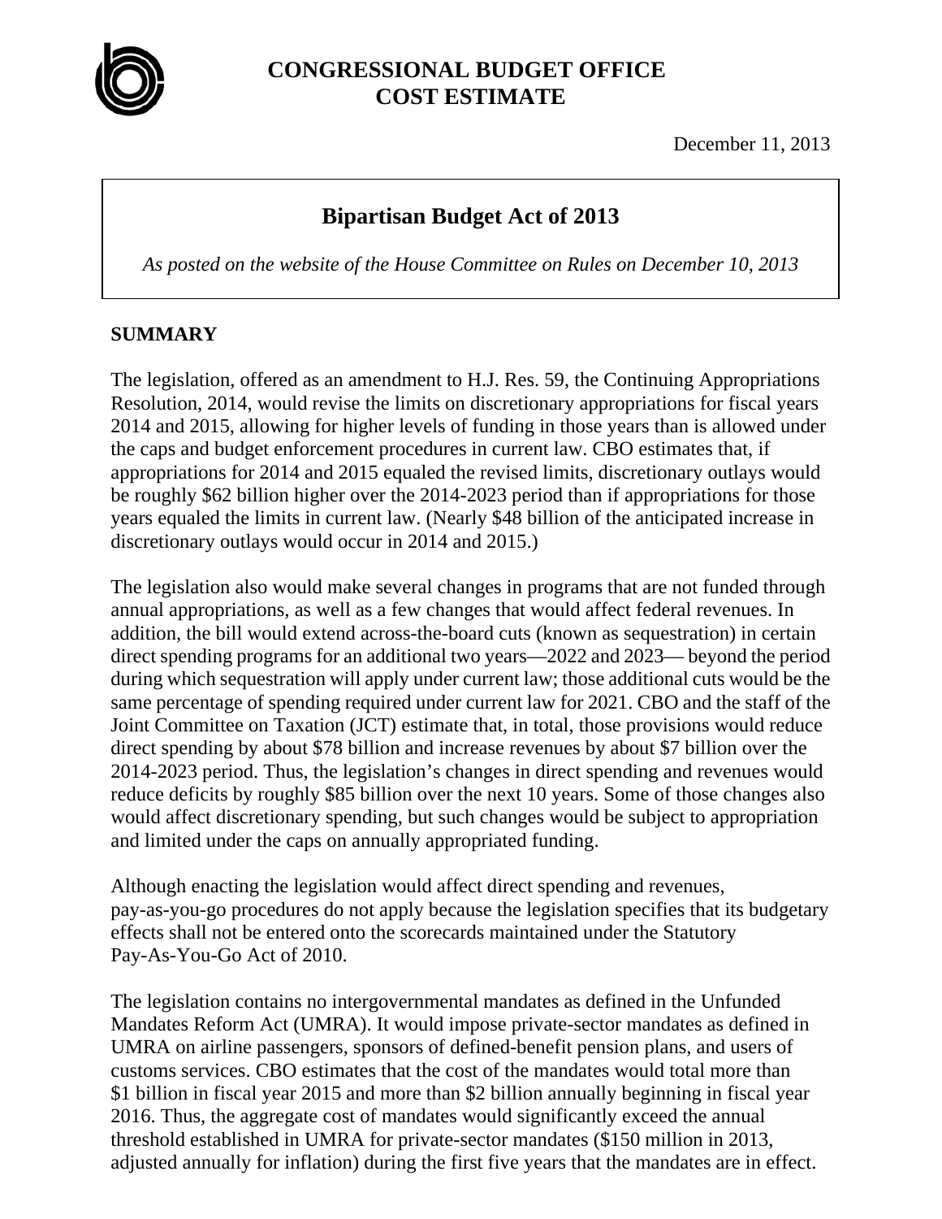# CONGRESSIONAL BUDGET OFFICE
# COST ESTIMATE

December 11, 2013

## Bipartisan Budget Act of 2013

*As posted on the website of the House Committee on Rules on December 10, 2013*

## SUMMARY

The legislation, offered as an amendment to H.J. Res. 59, the Continuing Appropriations Resolution, 2014, would revise the limits on discretionary appropriations for fiscal years 2014 and 2015, allowing for higher levels of funding in those years than is allowed under the caps and budget enforcement procedures in current law. CBO estimates that, if appropriations for 2014 and 2015 equaled the revised limits, discretionary outlays would be roughly $62 billion higher over the 2014-2023 period than if appropriations for those years equaled the limits in current law. (Nearly $48 billion of the anticipated increase in discretionary outlays would occur in 2014 and 2015.)

The legislation also would make several changes in programs that are not funded through annual appropriations, as well as a few changes that would affect federal revenues. In addition, the bill would extend across-the-board cuts (known as sequestration) in certain direct spending programs for an additional two years—2022 and 2023— beyond the period during which sequestration will apply under current law; those additional cuts would be the same percentage of spending required under current law for 2021. CBO and the staff of the Joint Committee on Taxation (JCT) estimate that, in total, those provisions would reduce direct spending by about $78 billion and increase revenues by about $7 billion over the 2014-2023 period. Thus, the legislation's changes in direct spending and revenues would reduce deficits by roughly $85 billion over the next 10 years. Some of those changes also would affect discretionary spending, but such changes would be subject to appropriation and limited under the caps on annually appropriated funding.

Although enacting the legislation would affect direct spending and revenues, pay-as-you-go procedures do not apply because the legislation specifies that its budgetary effects shall not be entered onto the scorecards maintained under the Statutory Pay-As-You-Go Act of 2010.

The legislation contains no intergovernmental mandates as defined in the Unfunded Mandates Reform Act (UMRA). It would impose private-sector mandates as defined in UMRA on airline passengers, sponsors of defined-benefit pension plans, and users of customs services. CBO estimates that the cost of the mandates would total more than $1 billion in fiscal year 2015 and more than $2 billion annually beginning in fiscal year 2016. Thus, the aggregate cost of mandates would significantly exceed the annual threshold established in UMRA for private-sector mandates ($150 million in 2013, adjusted annually for inflation) during the first five years that the mandates are in effect.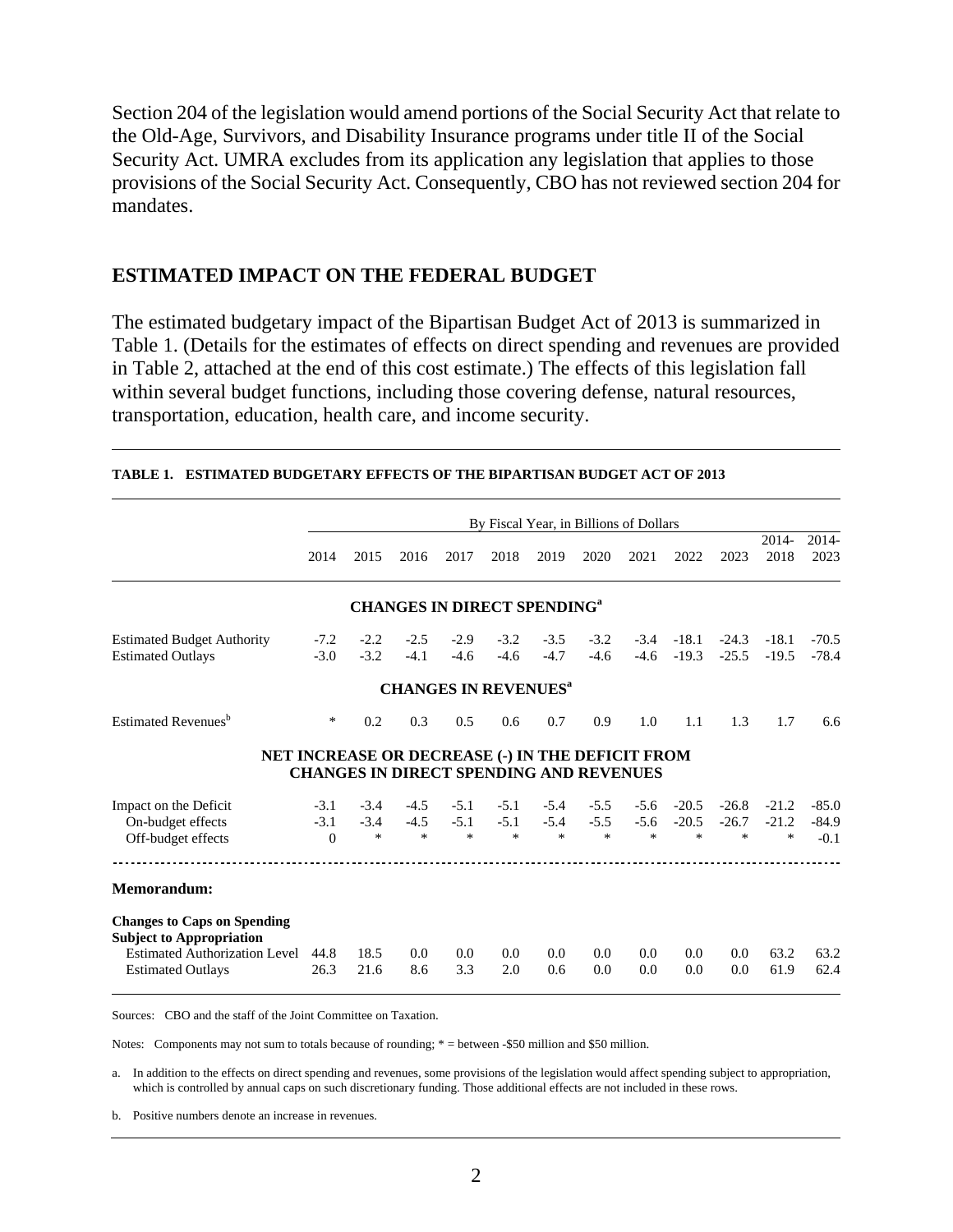Section 204 of the legislation would amend portions of the Social Security Act that relate to the Old-Age, Survivors, and Disability Insurance programs under title II of the Social Security Act. UMRA excludes from its application any legislation that applies to those provisions of the Social Security Act. Consequently, CBO has not reviewed section 204 for mandates.

## ESTIMATED IMPACT ON THE FEDERAL BUDGET

The estimated budgetary impact of the Bipartisan Budget Act of 2013 is summarized in Table 1. (Details for the estimates of effects on direct spending and revenues are provided in Table 2, attached at the end of this cost estimate.) The effects of this legislation fall within several budget functions, including those covering defense, natural resources, transportation, education, health care, and income security.

**TABLE 1. ESTIMATED BUDGETARY EFFECTS OF THE BIPARTISAN BUDGET ACT OF 2013**

| | By Fiscal Year, in Billions of Dollars | | | | | | | | | | | |
|---|---|---|---|---|---|---|---|---|---|---|---|---|
| | 2014 | 2015 | 2016 | 2017 | 2018 | 2019 | 2020 | 2021 | 2022 | 2023 | 2014-2018 | 2014-2023 |
| **CHANGES IN DIRECT SPENDING[a]** | | | | | | | | | | | | |
| Estimated Budget Authority | -7.2 | -2.2 | -2.5 | -2.9 | -3.2 | -3.5 | -3.2 | -3.4 | -18.1 | -24.3 | -18.1 | -70.5 |
| Estimated Outlays | -3.0 | -3.2 | -4.1 | -4.6 | -4.6 | -4.7 | -4.6 | -4.6 | -19.3 | -25.5 | -19.5 | -78.4 |
| **CHANGES IN REVENUES[a]** | | | | | | | | | | | | |
| Estimated Revenues[b] | * | 0.2 | 0.3 | 0.5 | 0.6 | 0.7 | 0.9 | 1.0 | 1.1 | 1.3 | 1.7 | 6.6 |
| **NET INCREASE OR DECREASE (-) IN THE DEFICIT FROM CHANGES IN DIRECT SPENDING AND REVENUES** | | | | | | | | | | | | |
| Impact on the Deficit | -3.1 | -3.4 | -4.5 | -5.1 | -5.1 | -5.4 | -5.5 | -5.6 | -20.5 | -26.8 | -21.2 | -85.0 |
| On-budget effects | -3.1 | -3.4 | -4.5 | -5.1 | -5.1 | -5.4 | -5.5 | -5.6 | -20.5 | -26.7 | -21.2 | -84.9 |
| Off-budget effects | 0 | * | * | * | * | * | * | * | * | * | * | -0.1 |
| **Memorandum:** | | | | | | | | | | | | |
| **Changes to Caps on Spending Subject to Appropriation** | | | | | | | | | | | | |
| Estimated Authorization Level | 44.8 | 18.5 | 0.0 | 0.0 | 0.0 | 0.0 | 0.0 | 0.0 | 0.0 | 0.0 | 63.2 | 63.2 |
| Estimated Outlays | 26.3 | 21.6 | 8.6 | 3.3 | 2.0 | 0.6 | 0.0 | 0.0 | 0.0 | 0.0 | 61.9 | 62.4 |

Sources: CBO and the staff of the Joint Committee on Taxation.

Notes: Components may not sum to totals because of rounding; * = between -$50 million and $50 million.

a. In addition to the effects on direct spending and revenues, some provisions of the legislation would affect spending subject to appropriation, which is controlled by annual caps on such discretionary funding. Those additional effects are not included in these rows.

b. Positive numbers denote an increase in revenues.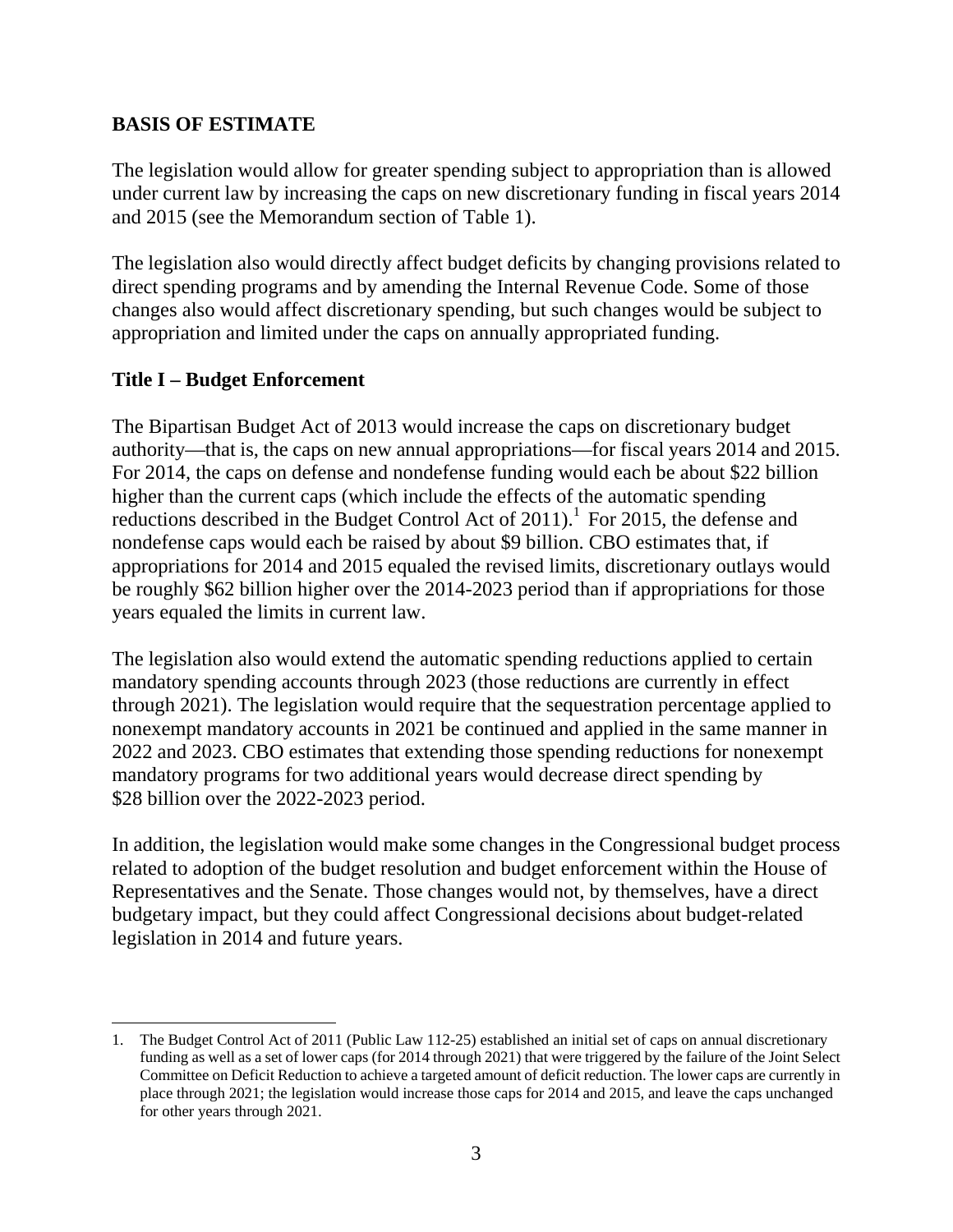## BASIS OF ESTIMATE

The legislation would allow for greater spending subject to appropriation than is allowed under current law by increasing the caps on new discretionary funding in fiscal years 2014 and 2015 (see the Memorandum section of Table 1).

The legislation also would directly affect budget deficits by changing provisions related to direct spending programs and by amending the Internal Revenue Code. Some of those changes also would affect discretionary spending, but such changes would be subject to appropriation and limited under the caps on annually appropriated funding.

### Title I – Budget Enforcement

The Bipartisan Budget Act of 2013 would increase the caps on discretionary budget authority—that is, the caps on new annual appropriations—for fiscal years 2014 and 2015. For 2014, the caps on defense and nondefense funding would each be about $22 billion higher than the current caps (which include the effects of the automatic spending reductions described in the Budget Control Act of 2011).[1] For 2015, the defense and nondefense caps would each be raised by about $9 billion. CBO estimates that, if appropriations for 2014 and 2015 equaled the revised limits, discretionary outlays would be roughly $62 billion higher over the 2014-2023 period than if appropriations for those years equaled the limits in current law.

The legislation also would extend the automatic spending reductions applied to certain mandatory spending accounts through 2023 (those reductions are currently in effect through 2021). The legislation would require that the sequestration percentage applied to nonexempt mandatory accounts in 2021 be continued and applied in the same manner in 2022 and 2023. CBO estimates that extending those spending reductions for nonexempt mandatory programs for two additional years would decrease direct spending by $28 billion over the 2022-2023 period.

In addition, the legislation would make some changes in the Congressional budget process related to adoption of the budget resolution and budget enforcement within the House of Representatives and the Senate. Those changes would not, by themselves, have a direct budgetary impact, but they could affect Congressional decisions about budget-related legislation in 2014 and future years.

---

1. The Budget Control Act of 2011 (Public Law 112-25) established an initial set of caps on annual discretionary funding as well as a set of lower caps (for 2014 through 2021) that were triggered by the failure of the Joint Select Committee on Deficit Reduction to achieve a targeted amount of deficit reduction. The lower caps are currently in place through 2021; the legislation would increase those caps for 2014 and 2015, and leave the caps unchanged for other years through 2021.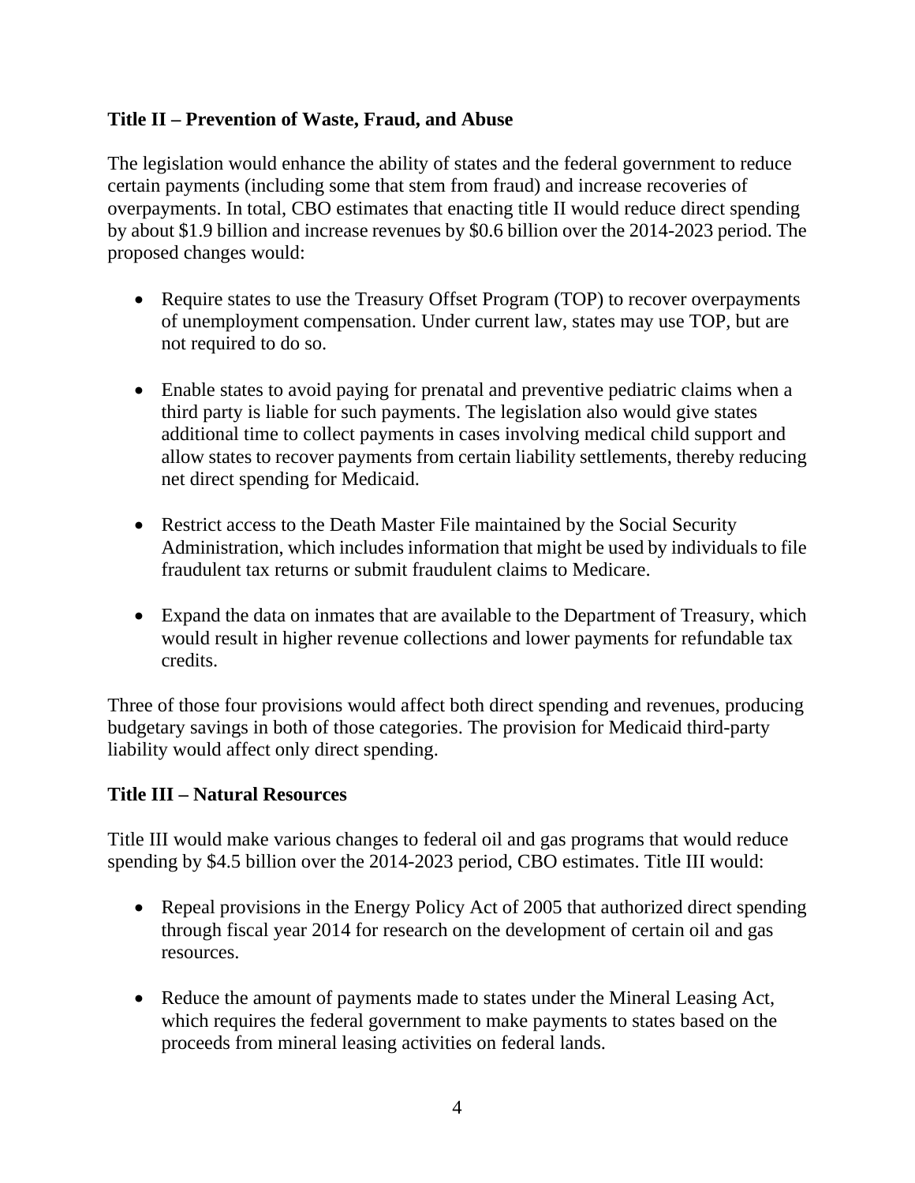**Title II – Prevention of Waste, Fraud, and Abuse**

The legislation would enhance the ability of states and the federal government to reduce certain payments (including some that stem from fraud) and increase recoveries of overpayments. In total, CBO estimates that enacting title II would reduce direct spending by about $1.9 billion and increase revenues by $0.6 billion over the 2014-2023 period. The proposed changes would:

- Require states to use the Treasury Offset Program (TOP) to recover overpayments of unemployment compensation. Under current law, states may use TOP, but are not required to do so.

- Enable states to avoid paying for prenatal and preventive pediatric claims when a third party is liable for such payments. The legislation also would give states additional time to collect payments in cases involving medical child support and allow states to recover payments from certain liability settlements, thereby reducing net direct spending for Medicaid.

- Restrict access to the Death Master File maintained by the Social Security Administration, which includes information that might be used by individuals to file fraudulent tax returns or submit fraudulent claims to Medicare.

- Expand the data on inmates that are available to the Department of Treasury, which would result in higher revenue collections and lower payments for refundable tax credits.

Three of those four provisions would affect both direct spending and revenues, producing budgetary savings in both of those categories. The provision for Medicaid third-party liability would affect only direct spending.

**Title III – Natural Resources**

Title III would make various changes to federal oil and gas programs that would reduce spending by $4.5 billion over the 2014-2023 period, CBO estimates. Title III would:

- Repeal provisions in the Energy Policy Act of 2005 that authorized direct spending through fiscal year 2014 for research on the development of certain oil and gas resources.

- Reduce the amount of payments made to states under the Mineral Leasing Act, which requires the federal government to make payments to states based on the proceeds from mineral leasing activities on federal lands.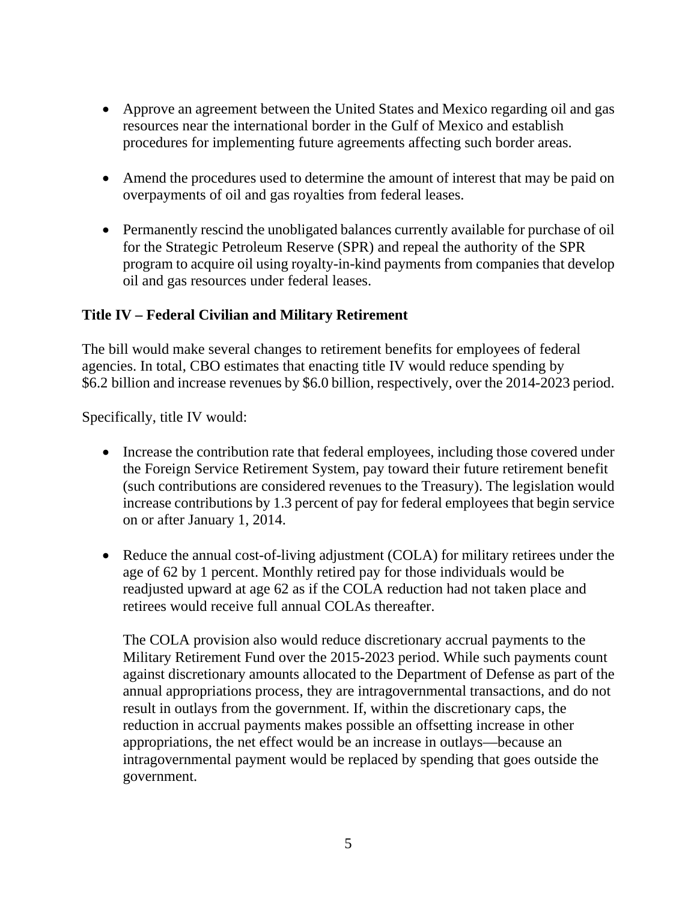- Approve an agreement between the United States and Mexico regarding oil and gas resources near the international border in the Gulf of Mexico and establish procedures for implementing future agreements affecting such border areas.

- Amend the procedures used to determine the amount of interest that may be paid on overpayments of oil and gas royalties from federal leases.

- Permanently rescind the unobligated balances currently available for purchase of oil for the Strategic Petroleum Reserve (SPR) and repeal the authority of the SPR program to acquire oil using royalty-in-kind payments from companies that develop oil and gas resources under federal leases.

**Title IV – Federal Civilian and Military Retirement**

The bill would make several changes to retirement benefits for employees of federal agencies. In total, CBO estimates that enacting title IV would reduce spending by $6.2 billion and increase revenues by $6.0 billion, respectively, over the 2014-2023 period.

Specifically, title IV would:

- Increase the contribution rate that federal employees, including those covered under the Foreign Service Retirement System, pay toward their future retirement benefit (such contributions are considered revenues to the Treasury). The legislation would increase contributions by 1.3 percent of pay for federal employees that begin service on or after January 1, 2014.

- Reduce the annual cost-of-living adjustment (COLA) for military retirees under the age of 62 by 1 percent. Monthly retired pay for those individuals would be readjusted upward at age 62 as if the COLA reduction had not taken place and retirees would receive full annual COLAs thereafter.

  The COLA provision also would reduce discretionary accrual payments to the Military Retirement Fund over the 2015-2023 period. While such payments count against discretionary amounts allocated to the Department of Defense as part of the annual appropriations process, they are intragovernmental transactions, and do not result in outlays from the government. If, within the discretionary caps, the reduction in accrual payments makes possible an offsetting increase in other appropriations, the net effect would be an increase in outlays—because an intragovernmental payment would be replaced by spending that goes outside the government.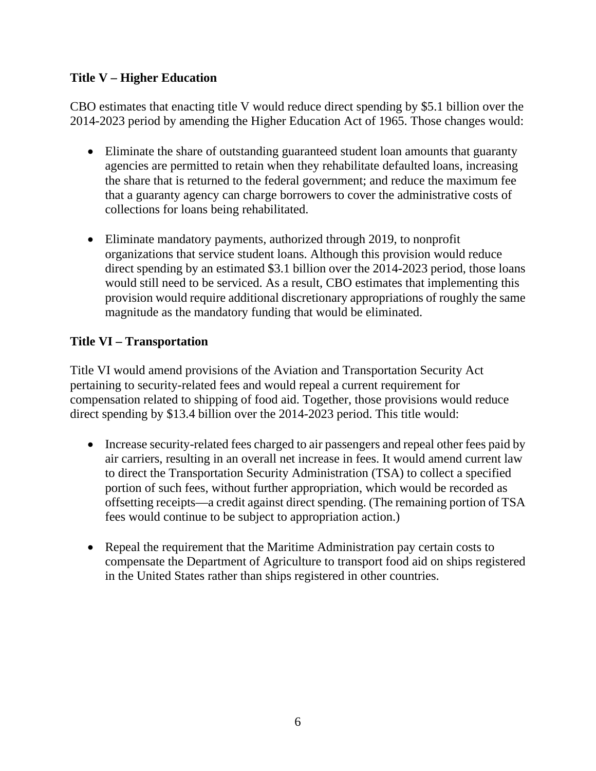**Title V – Higher Education**

CBO estimates that enacting title V would reduce direct spending by $5.1 billion over the 2014-2023 period by amending the Higher Education Act of 1965. Those changes would:

- Eliminate the share of outstanding guaranteed student loan amounts that guaranty agencies are permitted to retain when they rehabilitate defaulted loans, increasing the share that is returned to the federal government; and reduce the maximum fee that a guaranty agency can charge borrowers to cover the administrative costs of collections for loans being rehabilitated.

- Eliminate mandatory payments, authorized through 2019, to nonprofit organizations that service student loans. Although this provision would reduce direct spending by an estimated $3.1 billion over the 2014-2023 period, those loans would still need to be serviced. As a result, CBO estimates that implementing this provision would require additional discretionary appropriations of roughly the same magnitude as the mandatory funding that would be eliminated.

**Title VI – Transportation**

Title VI would amend provisions of the Aviation and Transportation Security Act pertaining to security-related fees and would repeal a current requirement for compensation related to shipping of food aid. Together, those provisions would reduce direct spending by $13.4 billion over the 2014-2023 period. This title would:

- Increase security-related fees charged to air passengers and repeal other fees paid by air carriers, resulting in an overall net increase in fees. It would amend current law to direct the Transportation Security Administration (TSA) to collect a specified portion of such fees, without further appropriation, which would be recorded as offsetting receipts—a credit against direct spending. (The remaining portion of TSA fees would continue to be subject to appropriation action.)

- Repeal the requirement that the Maritime Administration pay certain costs to compensate the Department of Agriculture to transport food aid on ships registered in the United States rather than ships registered in other countries.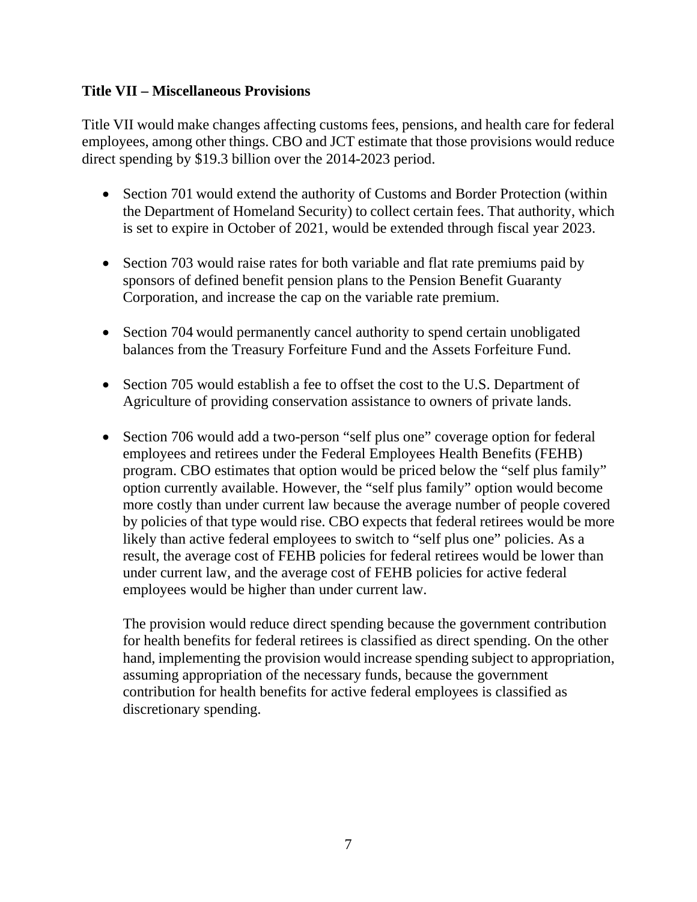**Title VII – Miscellaneous Provisions**

Title VII would make changes affecting customs fees, pensions, and health care for federal employees, among other things. CBO and JCT estimate that those provisions would reduce direct spending by $19.3 billion over the 2014-2023 period.

- Section 701 would extend the authority of Customs and Border Protection (within the Department of Homeland Security) to collect certain fees. That authority, which is set to expire in October of 2021, would be extended through fiscal year 2023.

- Section 703 would raise rates for both variable and flat rate premiums paid by sponsors of defined benefit pension plans to the Pension Benefit Guaranty Corporation, and increase the cap on the variable rate premium.

- Section 704 would permanently cancel authority to spend certain unobligated balances from the Treasury Forfeiture Fund and the Assets Forfeiture Fund.

- Section 705 would establish a fee to offset the cost to the U.S. Department of Agriculture of providing conservation assistance to owners of private lands.

- Section 706 would add a two-person "self plus one" coverage option for federal employees and retirees under the Federal Employees Health Benefits (FEHB) program. CBO estimates that option would be priced below the "self plus family" option currently available. However, the "self plus family" option would become more costly than under current law because the average number of people covered by policies of that type would rise. CBO expects that federal retirees would be more likely than active federal employees to switch to "self plus one" policies. As a result, the average cost of FEHB policies for federal retirees would be lower than under current law, and the average cost of FEHB policies for active federal employees would be higher than under current law.

  The provision would reduce direct spending because the government contribution for health benefits for federal retirees is classified as direct spending. On the other hand, implementing the provision would increase spending subject to appropriation, assuming appropriation of the necessary funds, because the government contribution for health benefits for active federal employees is classified as discretionary spending.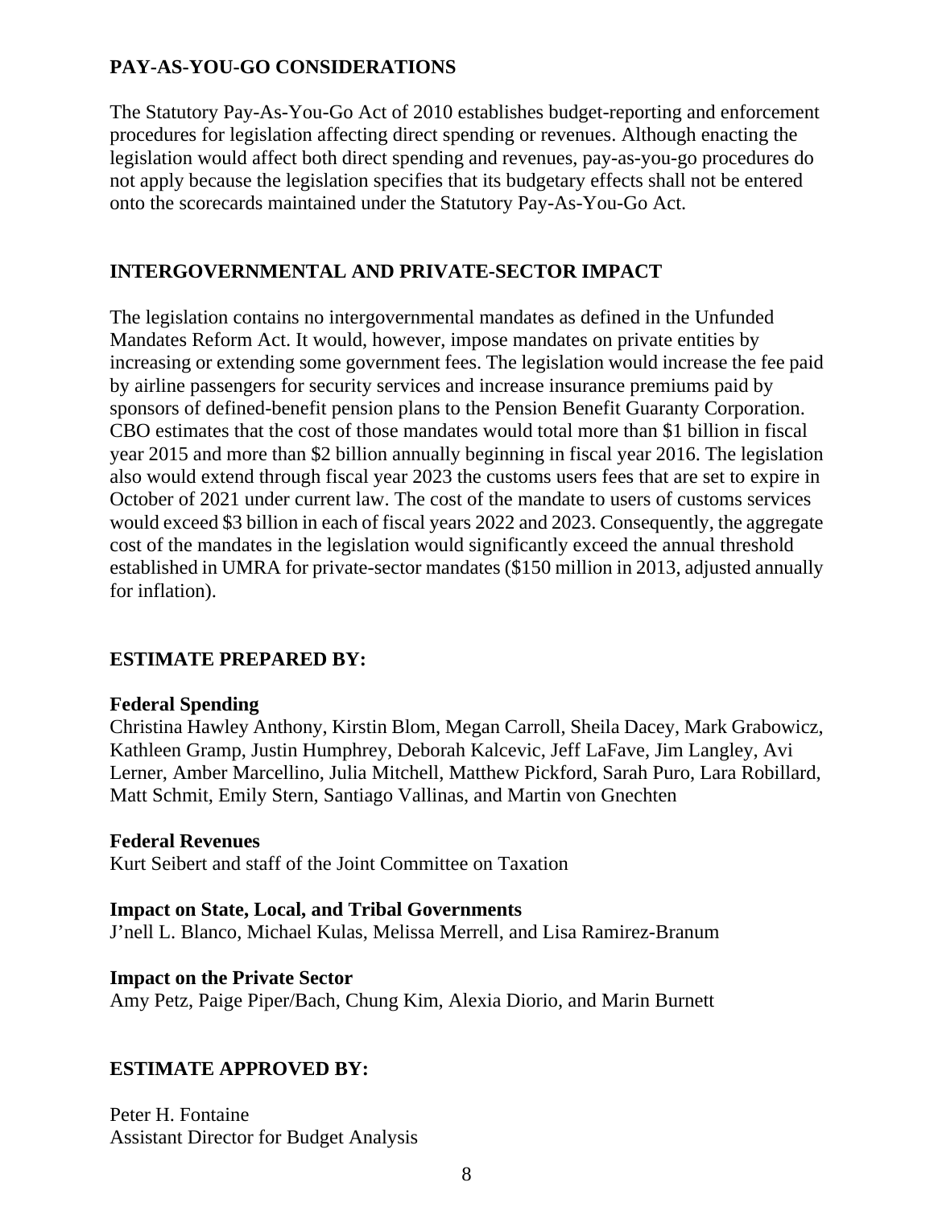## PAY-AS-YOU-GO CONSIDERATIONS

The Statutory Pay-As-You-Go Act of 2010 establishes budget-reporting and enforcement procedures for legislation affecting direct spending or revenues. Although enacting the legislation would affect both direct spending and revenues, pay-as-you-go procedures do not apply because the legislation specifies that its budgetary effects shall not be entered onto the scorecards maintained under the Statutory Pay-As-You-Go Act.

## INTERGOVERNMENTAL AND PRIVATE-SECTOR IMPACT

The legislation contains no intergovernmental mandates as defined in the Unfunded Mandates Reform Act. It would, however, impose mandates on private entities by increasing or extending some government fees. The legislation would increase the fee paid by airline passengers for security services and increase insurance premiums paid by sponsors of defined-benefit pension plans to the Pension Benefit Guaranty Corporation. CBO estimates that the cost of those mandates would total more than $1 billion in fiscal year 2015 and more than $2 billion annually beginning in fiscal year 2016. The legislation also would extend through fiscal year 2023 the customs users fees that are set to expire in October of 2021 under current law. The cost of the mandate to users of customs services would exceed $3 billion in each of fiscal years 2022 and 2023. Consequently, the aggregate cost of the mandates in the legislation would significantly exceed the annual threshold established in UMRA for private-sector mandates ($150 million in 2013, adjusted annually for inflation).

## ESTIMATE PREPARED BY:

**Federal Spending**
Christina Hawley Anthony, Kirstin Blom, Megan Carroll, Sheila Dacey, Mark Grabowicz, Kathleen Gramp, Justin Humphrey, Deborah Kalcevic, Jeff LaFave, Jim Langley, Avi Lerner, Amber Marcellino, Julia Mitchell, Matthew Pickford, Sarah Puro, Lara Robillard, Matt Schmit, Emily Stern, Santiago Vallinas, and Martin von Gnechten

**Federal Revenues**
Kurt Seibert and staff of the Joint Committee on Taxation

**Impact on State, Local, and Tribal Governments**
J'nell L. Blanco, Michael Kulas, Melissa Merrell, and Lisa Ramirez-Branum

**Impact on the Private Sector**
Amy Petz, Paige Piper/Bach, Chung Kim, Alexia Diorio, and Marin Burnett

## ESTIMATE APPROVED BY:

Peter H. Fontaine
Assistant Director for Budget Analysis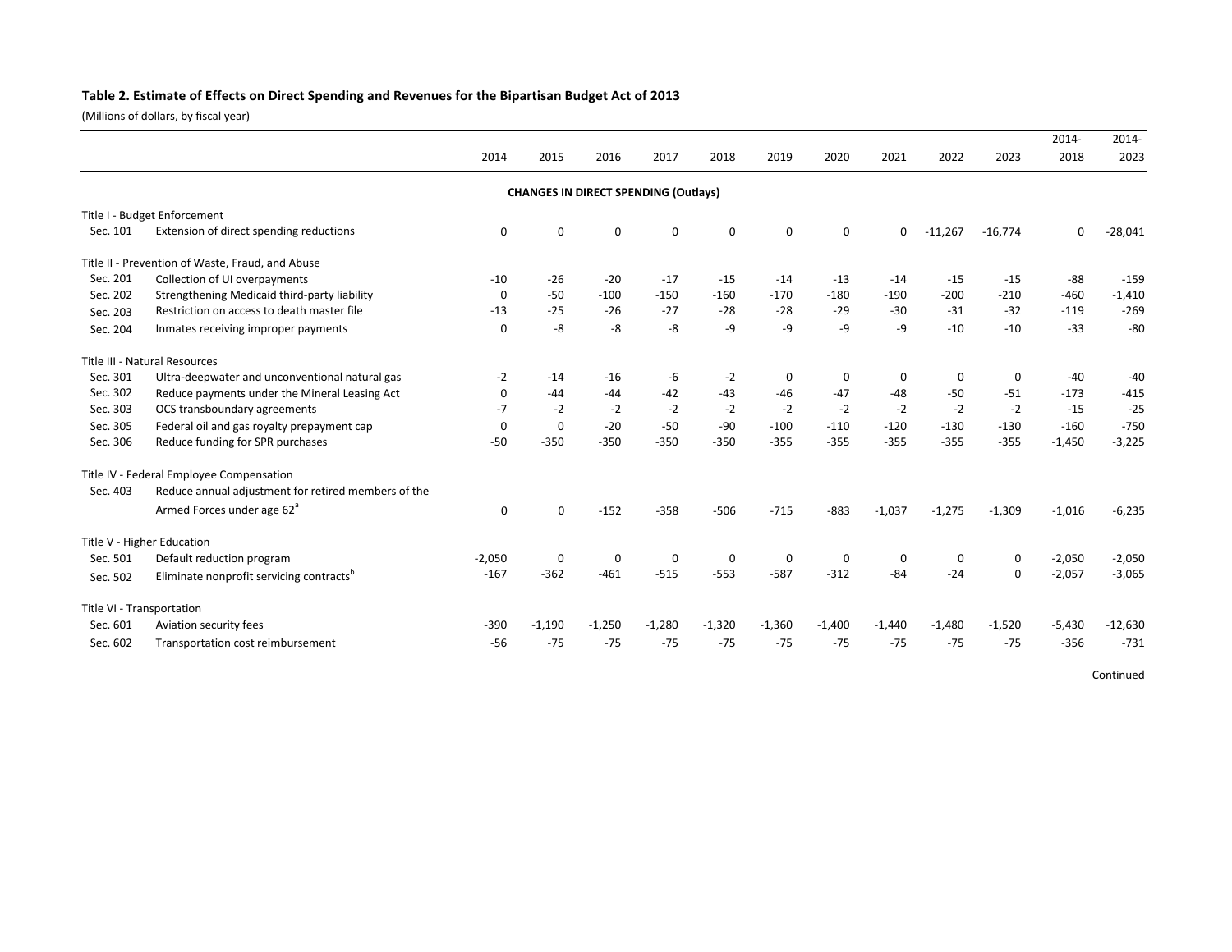**Table 2. Estimate of Effects on Direct Spending and Revenues for the Bipartisan Budget Act of 2013**

(Millions of dollars, by fiscal year)

| | | 2014 | 2015 | 2016 | 2017 | 2018 | 2019 | 2020 | 2021 | 2022 | 2023 | 2014-2018 | 2014-2023 |
|---|---|---|---|---|---|---|---|---|---|---|---|---|---|
| | | | | | **CHANGES IN DIRECT SPENDING (Outlays)** | | | | | | | | |
| Title I - Budget Enforcement | | | | | | | | | | | | | |
| Sec. 101 | Extension of direct spending reductions | 0 | 0 | 0 | 0 | 0 | 0 | 0 | 0 | -11,267 | -16,774 | 0 | -28,041 |
| Title II - Prevention of Waste, Fraud, and Abuse | | | | | | | | | | | | | |
| Sec. 201 | Collection of UI overpayments | -10 | -26 | -20 | -17 | -15 | -14 | -13 | -14 | -15 | -15 | -88 | -159 |
| Sec. 202 | Strengthening Medicaid third-party liability | 0 | -50 | -100 | -150 | -160 | -170 | -180 | -190 | -200 | -210 | -460 | -1,410 |
| Sec. 203 | Restriction on access to death master file | -13 | -25 | -26 | -27 | -28 | -28 | -29 | -30 | -31 | -32 | -119 | -269 |
| Sec. 204 | Inmates receiving improper payments | 0 | -8 | -8 | -8 | -9 | -9 | -9 | -9 | -10 | -10 | -33 | -80 |
| Title III - Natural Resources | | | | | | | | | | | | | |
| Sec. 301 | Ultra-deepwater and unconventional natural gas | -2 | -14 | -16 | -6 | -2 | 0 | 0 | 0 | 0 | 0 | -40 | -40 |
| Sec. 302 | Reduce payments under the Mineral Leasing Act | 0 | -44 | -44 | -42 | -43 | -46 | -47 | -48 | -50 | -51 | -173 | -415 |
| Sec. 303 | OCS transboundary agreements | -7 | -2 | -2 | -2 | -2 | -2 | -2 | -2 | -2 | -2 | -15 | -25 |
| Sec. 305 | Federal oil and gas royalty prepayment cap | 0 | 0 | -20 | -50 | -90 | -100 | -110 | -120 | -130 | -130 | -160 | -750 |
| Sec. 306 | Reduce funding for SPR purchases | -50 | -350 | -350 | -350 | -350 | -355 | -355 | -355 | -355 | -355 | -1,450 | -3,225 |
| Title IV - Federal Employee Compensation | | | | | | | | | | | | | |
| Sec. 403 | Reduce annual adjustment for retired members of the Armed Forces under age 62[a] | 0 | 0 | -152 | -358 | -506 | -715 | -883 | -1,037 | -1,275 | -1,309 | -1,016 | -6,235 |
| Title V - Higher Education | | | | | | | | | | | | | |
| Sec. 501 | Default reduction program | -2,050 | 0 | 0 | 0 | 0 | 0 | 0 | 0 | 0 | 0 | -2,050 | -2,050 |
| Sec. 502 | Eliminate nonprofit servicing contracts[b] | -167 | -362 | -461 | -515 | -553 | -587 | -312 | -84 | -24 | 0 | -2,057 | -3,065 |
| Title VI - Transportation | | | | | | | | | | | | | |
| Sec. 601 | Aviation security fees | -390 | -1,190 | -1,250 | -1,280 | -1,320 | -1,360 | -1,400 | -1,440 | -1,480 | -1,520 | -5,430 | -12,630 |
| Sec. 602 | Transportation cost reimbursement | -56 | -75 | -75 | -75 | -75 | -75 | -75 | -75 | -75 | -75 | -356 | -731 |

Continued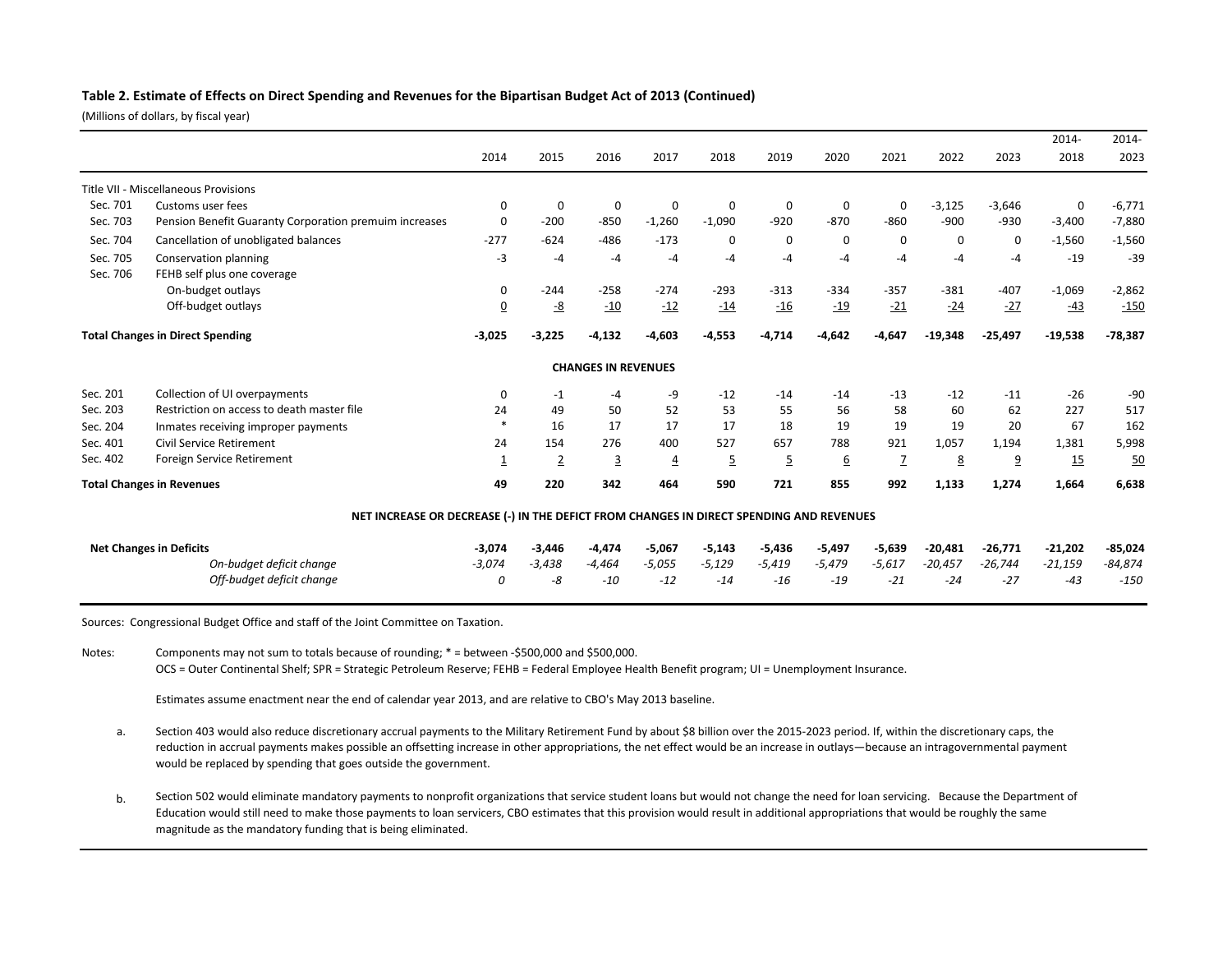**Table 2. Estimate of Effects on Direct Spending and Revenues for the Bipartisan Budget Act of 2013 (Continued)**

(Millions of dollars, by fiscal year)

| | | 2014 | 2015 | 2016 | 2017 | 2018 | 2019 | 2020 | 2021 | 2022 | 2023 | 2014-2018 | 2014-2023 |
|---|---|---|---|---|---|---|---|---|---|---|---|---|---|
| Title VII - Miscellaneous Provisions | | | | | | | | | | | | | |
| Sec. 701 | Customs user fees | 0 | 0 | 0 | 0 | 0 | 0 | 0 | 0 | -3,125 | -3,646 | 0 | -6,771 |
| Sec. 703 | Pension Benefit Guaranty Corporation premuim increases | 0 | -200 | -850 | -1,260 | -1,090 | -920 | -870 | -860 | -900 | -930 | -3,400 | -7,880 |
| Sec. 704 | Cancellation of unobligated balances | -277 | -624 | -486 | -173 | 0 | 0 | 0 | 0 | 0 | 0 | -1,560 | -1,560 |
| Sec. 705 | Conservation planning | -3 | -4 | -4 | -4 | -4 | -4 | -4 | -4 | -4 | -4 | -19 | -39 |
| Sec. 706 | FEHB self plus one coverage | | | | | | | | | | | | |
| | On-budget outlays | 0 | -244 | -258 | -274 | -293 | -313 | -334 | -357 | -381 | -407 | -1,069 | -2,862 |
| | Off-budget outlays | 0 | -8 | -10 | -12 | -14 | -16 | -19 | -21 | -24 | -27 | -43 | -150 |
| **Total Changes in Direct Spending** | | **-3,025** | **-3,225** | **-4,132** | **-4,603** | **-4,553** | **-4,714** | **-4,642** | **-4,647** | **-19,348** | **-25,497** | **-19,538** | **-78,387** |
| | **CHANGES IN REVENUES** | | | | | | | | | | | | |
| Sec. 201 | Collection of UI overpayments | 0 | -1 | -4 | -9 | -12 | -14 | -14 | -13 | -12 | -11 | -26 | -90 |
| Sec. 203 | Restriction on access to death master file | 24 | 49 | 50 | 52 | 53 | 55 | 56 | 58 | 60 | 62 | 227 | 517 |
| Sec. 204 | Inmates receiving improper payments | * | 16 | 17 | 17 | 17 | 18 | 19 | 19 | 19 | 20 | 67 | 162 |
| Sec. 401 | Civil Service Retirement | 24 | 154 | 276 | 400 | 527 | 657 | 788 | 921 | 1,057 | 1,194 | 1,381 | 5,998 |
| Sec. 402 | Foreign Service Retirement | 1 | 2 | 3 | 4 | 5 | 5 | 6 | 7 | 8 | 9 | 15 | 50 |
| **Total Changes in Revenues** | | **49** | **220** | **342** | **464** | **590** | **721** | **855** | **992** | **1,133** | **1,274** | **1,664** | **6,638** |
| | **NET INCREASE OR DECREASE (-) IN THE DEFICT FROM CHANGES IN DIRECT SPENDING AND REVENUES** | | | | | | | | | | | | |
| **Net Changes in Deficits** | | **-3,074** | **-3,446** | **-4,474** | **-5,067** | **-5,143** | **-5,436** | **-5,497** | **-5,639** | **-20,481** | **-26,771** | **-21,202** | **-85,024** |
| | *On-budget deficit change* | *-3,074* | *-3,438* | *-4,464* | *-5,055* | *-5,129* | *-5,419* | *-5,479* | *-5,617* | *-20,457* | *-26,744* | *-21,159* | *-84,874* |
| | *Off-budget deficit change* | *0* | *-8* | *-10* | *-12* | *-14* | *-16* | *-19* | *-21* | *-24* | *-27* | *-43* | *-150* |

Sources: Congressional Budget Office and staff of the Joint Committee on Taxation.

Notes: Components may not sum to totals because of rounding; * = between -$500,000 and $500,000.

OCS = Outer Continental Shelf; SPR = Strategic Petroleum Reserve; FEHB = Federal Employee Health Benefit program; UI = Unemployment Insurance.

Estimates assume enactment near the end of calendar year 2013, and are relative to CBO's May 2013 baseline.

a. Section 403 would also reduce discretionary accrual payments to the Military Retirement Fund by about $8 billion over the 2015-2023 period. If, within the discretionary caps, the reduction in accrual payments makes possible an offsetting increase in other appropriations, the net effect would be an increase in outlays—because an intragovernmental payment would be replaced by spending that goes outside the government.

b. Section 502 would eliminate mandatory payments to nonprofit organizations that service student loans but would not change the need for loan servicing. Because the Department of Education would still need to make those payments to loan servicers, CBO estimates that this provision would result in additional appropriations that would be roughly the same magnitude as the mandatory funding that is being eliminated.